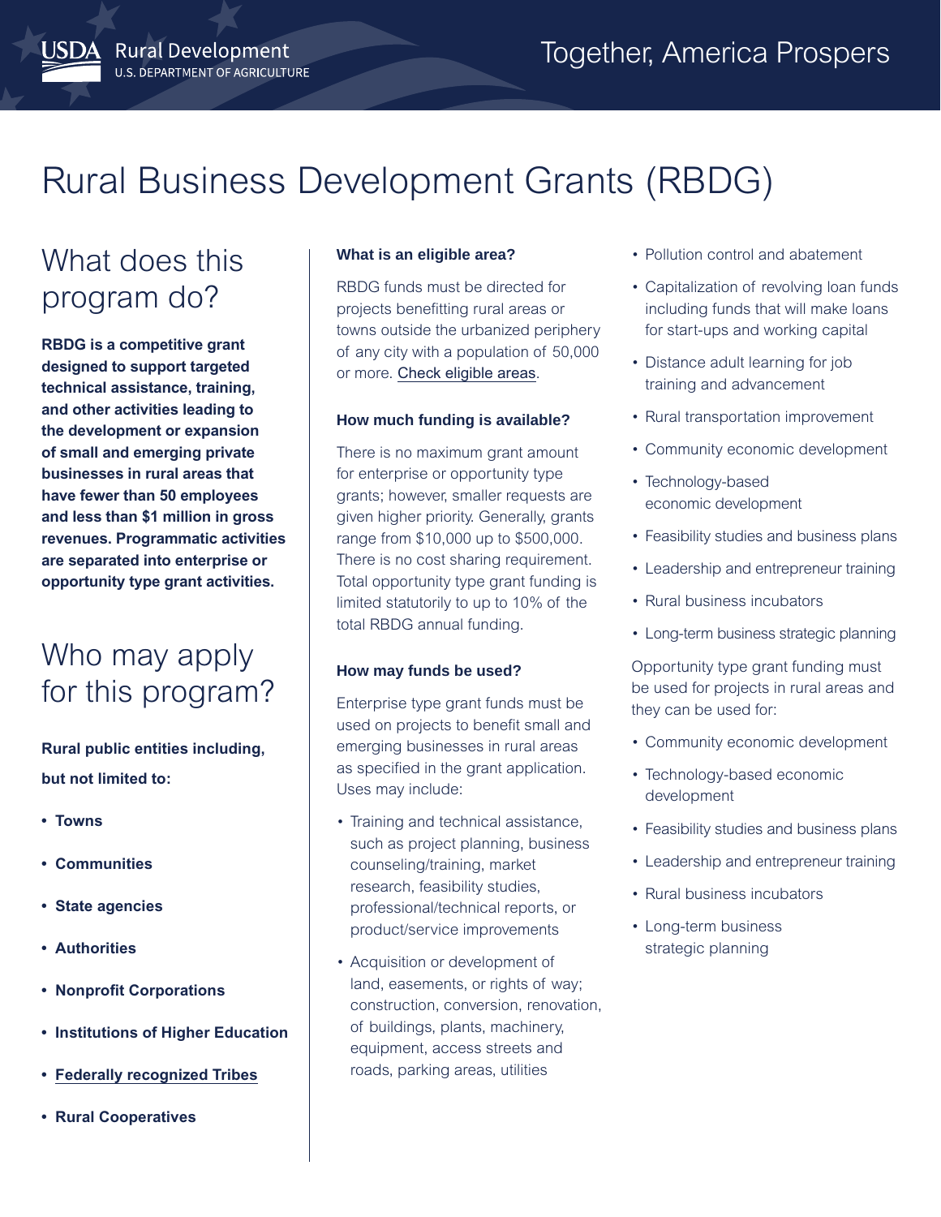# Rural Business Development Grants (RBDG)

## What does this program do?

**RBDG is a competitive grant designed to support targeted technical assistance, training, and other activities leading to the development or expansion of small and emerging private businesses in rural areas that have fewer than 50 employees and less than $1 million in gross revenues. Programmatic activities are separated into enterprise or opportunity type grant activities.**

## Who may apply for this program?

**Rural public entities including, but not limited to:**

- **Towns**
- **Communities**
- **State agencies**
- **Authorities**
- **Nonprofit Corporations**
- **Institutions of Higher Education**
- **Federally recognized Tribes**
- **Rural Cooperatives**

### What is an eligible area?

RBDG funds must be directed for projects benefitting rural areas or towns outside the urbanized periphery of any city with a population of 50,000 or more. Check eligible areas.

### How much funding is available?

There is no maximum grant amount for enterprise or opportunity type grants; however, smaller requests are given higher priority. Generally, grants range from $10,000 up to $500,000. There is no cost sharing requirement. Total opportunity type grant funding is limited statutorily to up to 10% of the total RBDG annual funding.

### How may funds be used?

Enterprise type grant funds must be used on projects to benefit small and emerging businesses in rural areas as specified in the grant application. Uses may include:

- Training and technical assistance, such as project planning, business counseling/training, market research, feasibility studies, professional/technical reports, or product/service improvements
- Acquisition or development of land, easements, or rights of way; construction, conversion, renovation, of buildings, plants, machinery, equipment, access streets and roads, parking areas, utilities
- Pollution control and abatement
- Capitalization of revolving loan funds including funds that will make loans for start-ups and working capital
- Distance adult learning for job training and advancement
- Rural transportation improvement
- Community economic development
- Technology-based economic development
- Feasibility studies and business plans
- Leadership and entrepreneur training
- Rural business incubators
- Long-term business strategic planning

Opportunity type grant funding must be used for projects in rural areas and they can be used for:

- Community economic development
- Technology-based economic development
- Feasibility studies and business plans
- Leadership and entrepreneur training
- Rural business incubators
- Long-term business strategic planning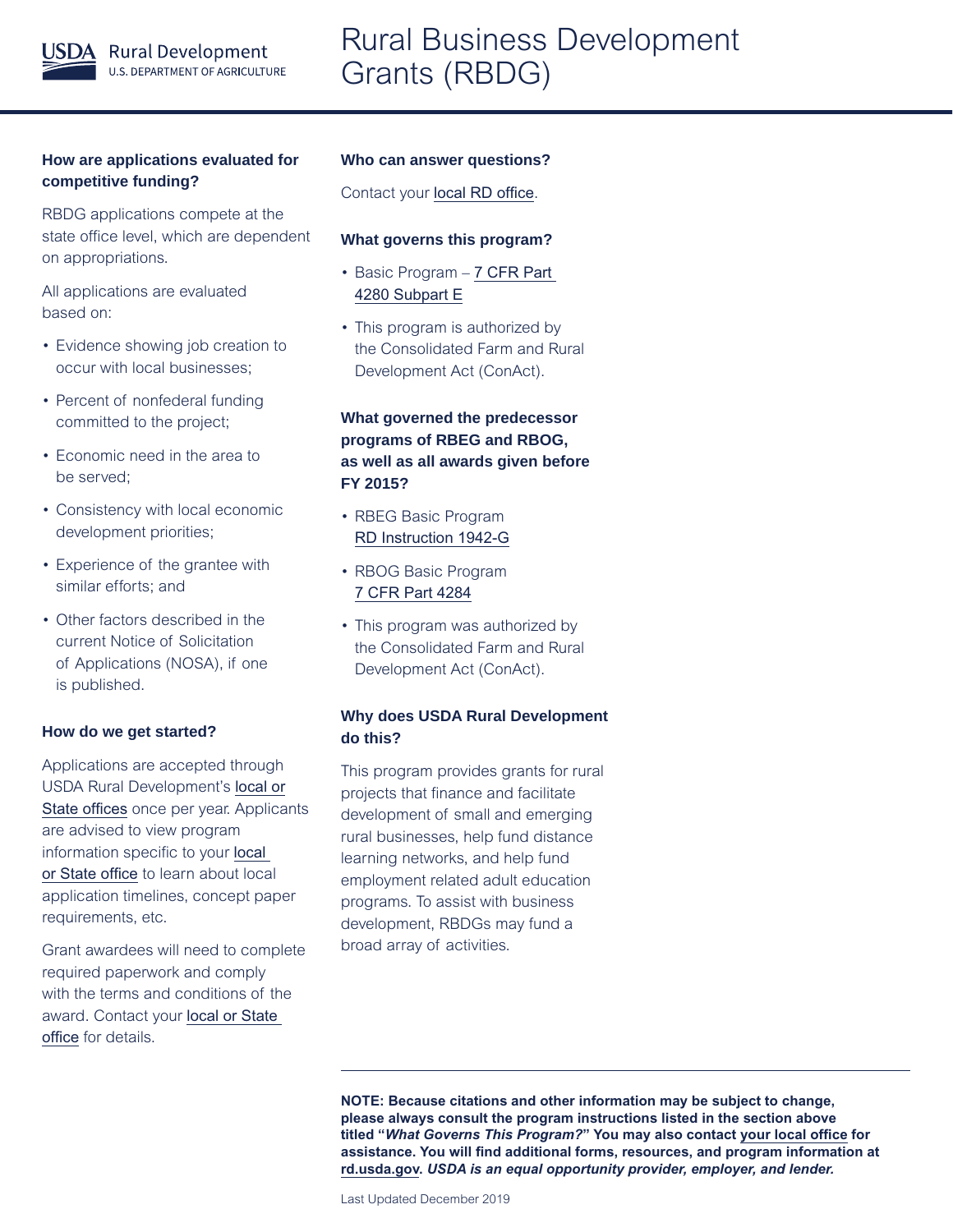# Rural Business Development Grants (RBDG)

### How are applications evaluated for competitive funding?

RBDG applications compete at the state office level, which are dependent on appropriations.

All applications are evaluated based on:

- Evidence showing job creation to occur with local businesses;
- Percent of nonfederal funding committed to the project;
- Economic need in the area to be served;
- Consistency with local economic development priorities;
- Experience of the grantee with similar efforts; and
- Other factors described in the current Notice of Solicitation of Applications (NOSA), if one is published.

### How do we get started?

Applications are accepted through USDA Rural Development's local or State offices once per year. Applicants are advised to view program information specific to your local or State office to learn about local application timelines, concept paper requirements, etc.

Grant awardees will need to complete required paperwork and comply with the terms and conditions of the award. Contact your local or State office for details.

### Who can answer questions?

Contact your local RD office.

### What governs this program?

- Basic Program – 7 CFR Part 4280 Subpart E
- This program is authorized by the Consolidated Farm and Rural Development Act (ConAct).

### What governed the predecessor programs of RBEG and RBOG, as well as all awards given before FY 2015?

- RBEG Basic Program RD Instruction 1942-G
- RBOG Basic Program 7 CFR Part 4284
- This program was authorized by the Consolidated Farm and Rural Development Act (ConAct).

### Why does USDA Rural Development do this?

This program provides grants for rural projects that finance and facilitate development of small and emerging rural businesses, help fund distance learning networks, and help fund employment related adult education programs. To assist with business development, RBDGs may fund a broad array of activities.

---

**NOTE: Because citations and other information may be subject to change, please always consult the program instructions listed in the section above titled "*What Governs This Program?*" You may also contact your local office for assistance. You will find additional forms, resources, and program information at rd.usda.gov. *USDA is an equal opportunity provider, employer, and lender.***

Last Updated December 2019